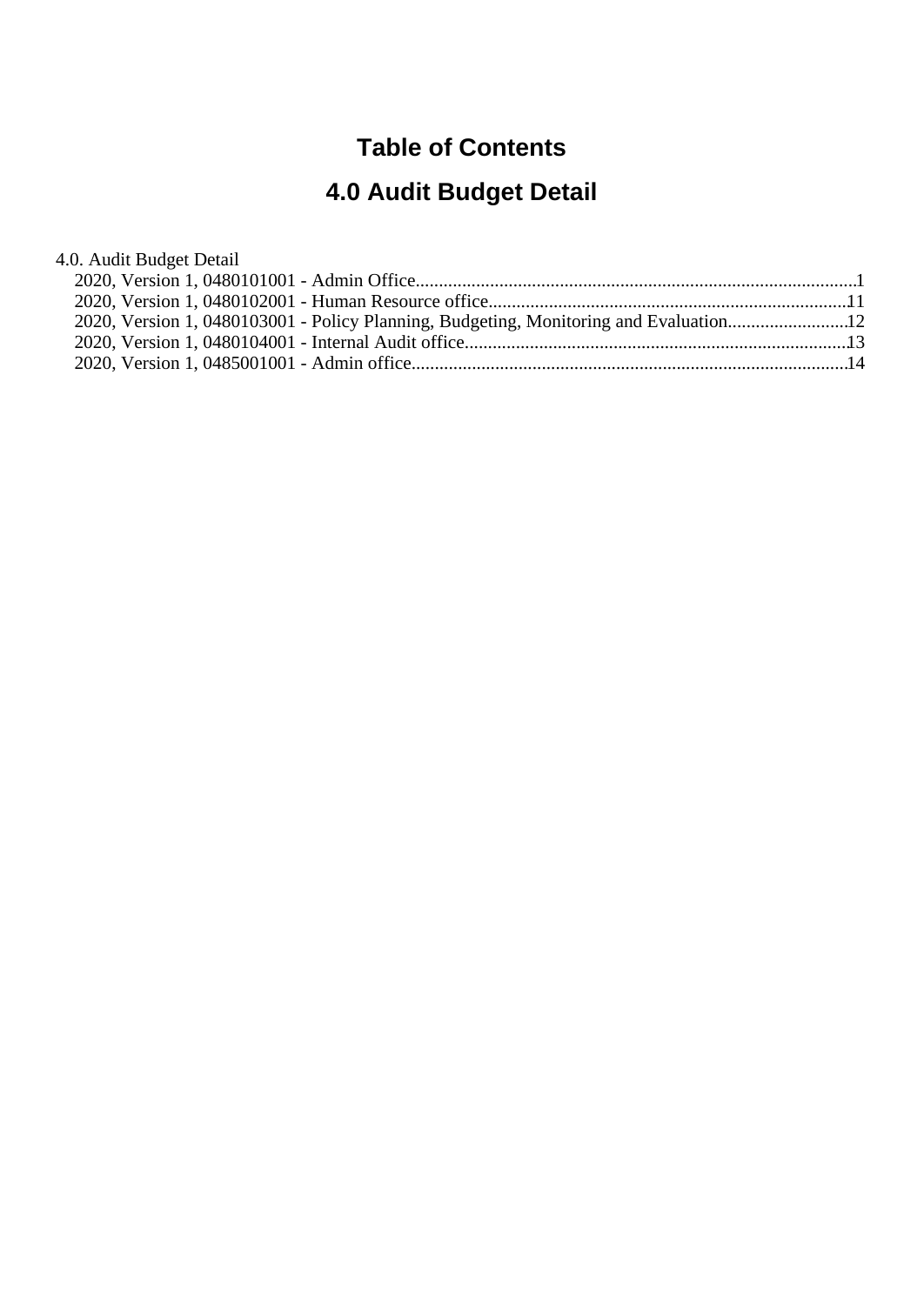# Table of Contents

# 4.0 Audit Budget Detail

4.0. Audit Budget Detail

- 2020, Version 1, 0480101001 - Admin Office....................................................................................1
- 2020, Version 1, 0480102001 - Human Resource office...................................................................11
- 2020, Version 1, 0480103001 - Policy Planning, Budgeting, Monitoring and Evaluation........................12
- 2020, Version 1, 0480104001 - Internal Audit office.........................................................................13
- 2020, Version 1, 0485001001 - Admin office....................................................................................14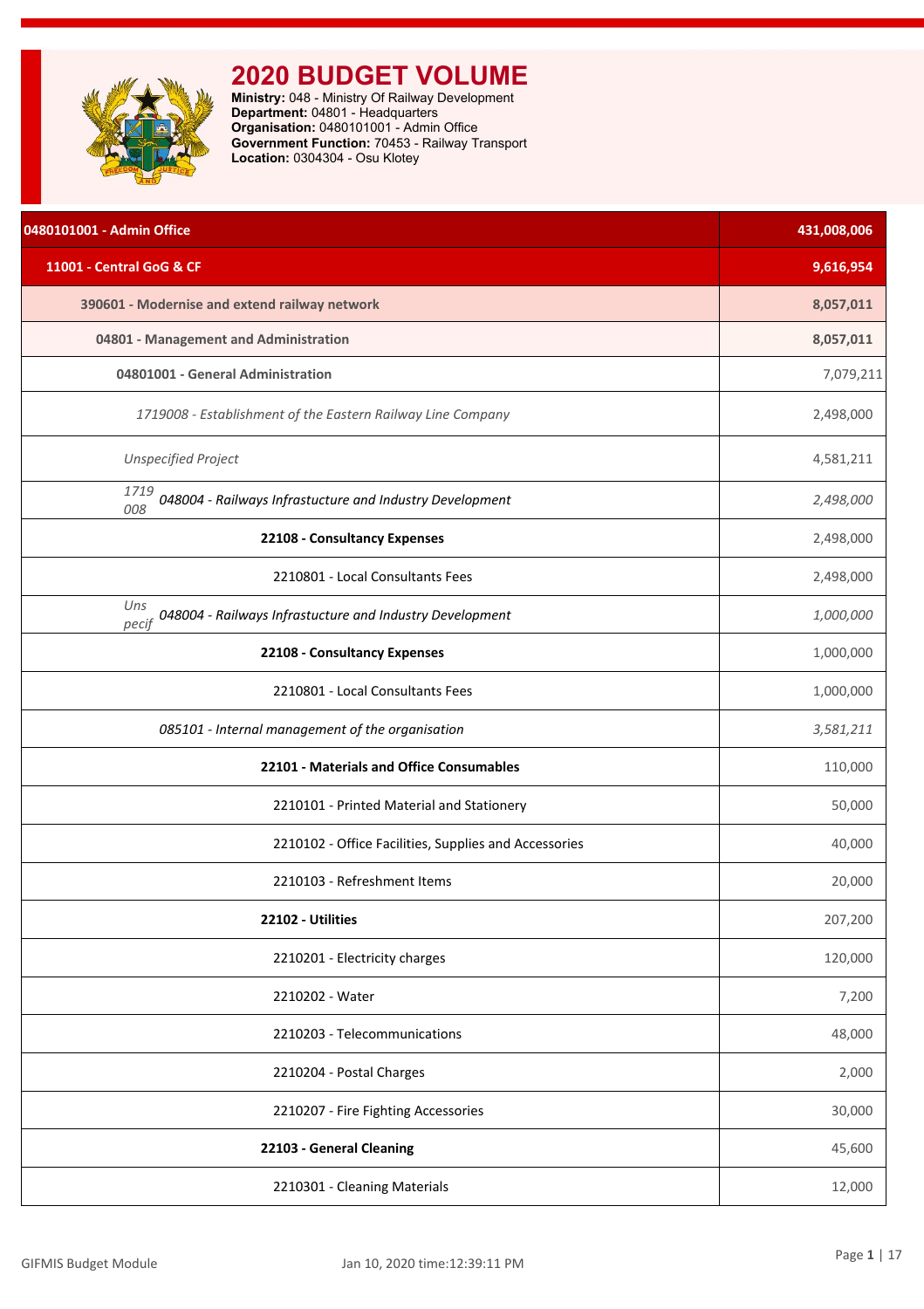# 2020 BUDGET VOLUME

**Ministry:** 048 - Ministry Of Railway Development
**Department:** 04801 - Headquarters
**Organisation:** 0480101001 - Admin Office
**Government Function:** 70453 - Railway Transport
**Location:** 0304304 - Osu Klotey

| Description | Amount |
|---|---|
| **0480101001 - Admin Office** | **431,008,006** |
| **11001 - Central GoG & CF** | **9,616,954** |
| **390601 - Modernise and extend railway network** | **8,057,011** |
| **04801 - Management and Administration** | **8,057,011** |
| **04801001 - General Administration** | 7,079,211 |
| *1719008 - Establishment of the Eastern Railway Line Company* | 2,498,000 |
| *Unspecified Project* | 4,581,211 |
| *1719 008 048004 - Railways Infrastucture and Industry Development* | *2,498,000* |
| **22108 - Consultancy Expenses** | 2,498,000 |
| 2210801 - Local Consultants Fees | 2,498,000 |
| *Uns pecif 048004 - Railways Infrastucture and Industry Development* | *1,000,000* |
| **22108 - Consultancy Expenses** | 1,000,000 |
| 2210801 - Local Consultants Fees | 1,000,000 |
| *085101 - Internal management of the organisation* | *3,581,211* |
| **22101 - Materials and Office Consumables** | 110,000 |
| 2210101 - Printed Material and Stationery | 50,000 |
| 2210102 - Office Facilities, Supplies and Accessories | 40,000 |
| 2210103 - Refreshment Items | 20,000 |
| **22102 - Utilities** | 207,200 |
| 2210201 - Electricity charges | 120,000 |
| 2210202 - Water | 7,200 |
| 2210203 - Telecommunications | 48,000 |
| 2210204 - Postal Charges | 2,000 |
| 2210207 - Fire Fighting Accessories | 30,000 |
| **22103 - General Cleaning** | 45,600 |
| 2210301 - Cleaning Materials | 12,000 |

GIFMIS Budget Module Jan 10, 2020 time:12:39:11 PM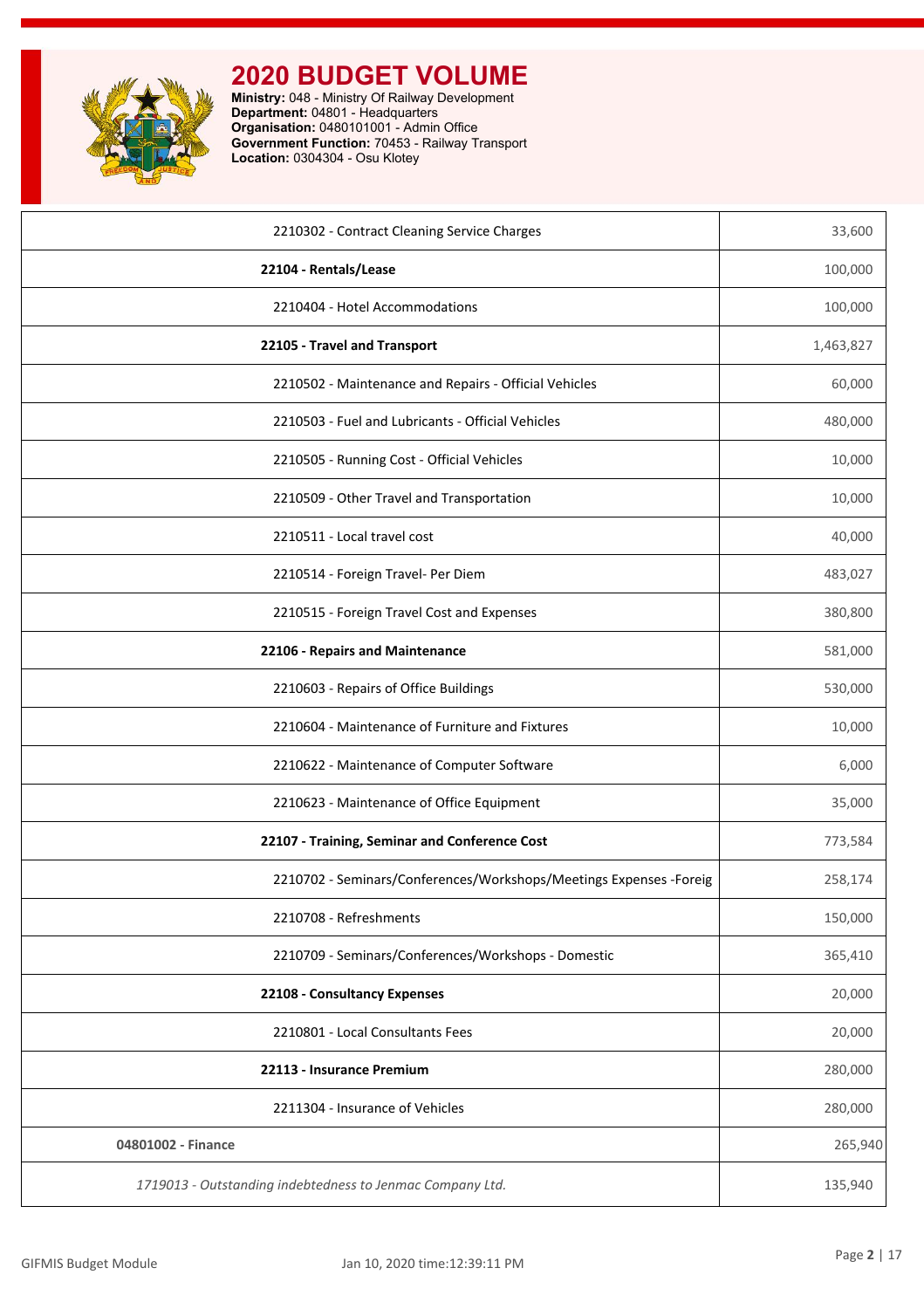# 2020 BUDGET VOLUME

**Ministry:** 048 - Ministry Of Railway Development
**Department:** 04801 - Headquarters
**Organisation:** 0480101001 - Admin Office
**Government Function:** 70453 - Railway Transport
**Location:** 0304304 - Osu Klotey

| | |
|---|---|
| 2210302 - Contract Cleaning Service Charges | 33,600 |
| **22104 - Rentals/Lease** | 100,000 |
| 2210404 - Hotel Accommodations | 100,000 |
| **22105 - Travel and Transport** | 1,463,827 |
| 2210502 - Maintenance and Repairs - Official Vehicles | 60,000 |
| 2210503 - Fuel and Lubricants - Official Vehicles | 480,000 |
| 2210505 - Running Cost - Official Vehicles | 10,000 |
| 2210509 - Other Travel and Transportation | 10,000 |
| 2210511 - Local travel cost | 40,000 |
| 2210514 - Foreign Travel- Per Diem | 483,027 |
| 2210515 - Foreign Travel Cost and Expenses | 380,800 |
| **22106 - Repairs and Maintenance** | 581,000 |
| 2210603 - Repairs of Office Buildings | 530,000 |
| 2210604 - Maintenance of Furniture and Fixtures | 10,000 |
| 2210622 - Maintenance of Computer Software | 6,000 |
| 2210623 - Maintenance of Office Equipment | 35,000 |
| **22107 - Training, Seminar and Conference Cost** | 773,584 |
| 2210702 - Seminars/Conferences/Workshops/Meetings Expenses -Foreig | 258,174 |
| 2210708 - Refreshments | 150,000 |
| 2210709 - Seminars/Conferences/Workshops - Domestic | 365,410 |
| **22108 - Consultancy Expenses** | 20,000 |
| 2210801 - Local Consultants Fees | 20,000 |
| **22113 - Insurance Premium** | 280,000 |
| 2211304 - Insurance of Vehicles | 280,000 |
| **04801002 - Finance** | 265,940 |
| *1719013 - Outstanding indebtedness to Jenmac Company Ltd.* | 135,940 |

GIFMIS Budget Module — Jan 10, 2020 time:12:39:11 PM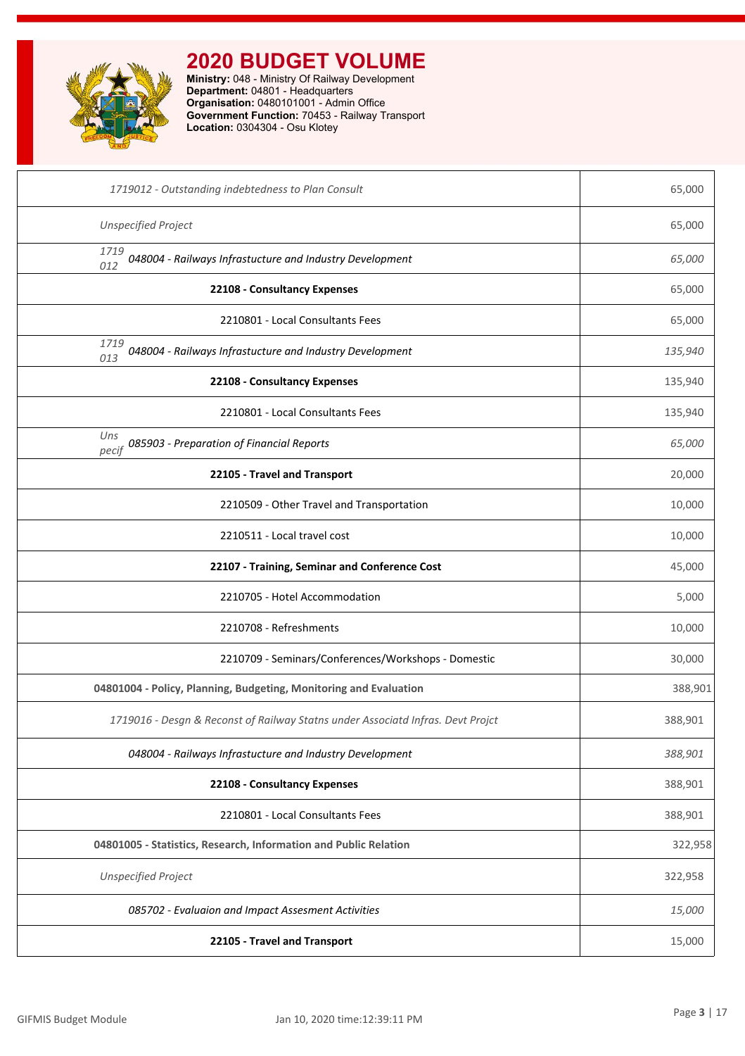# 2020 BUDGET VOLUME

**Ministry:** 048 - Ministry Of Railway Development
**Department:** 04801 - Headquarters
**Organisation:** 0480101001 - Admin Office
**Government Function:** 70453 - Railway Transport
**Location:** 0304304 - Osu Klotey

| Item | Amount |
|---|---|
| *1719012 - Outstanding indebtedness to Plan Consult* | 65,000 |
| *Unspecified Project* | 65,000 |
| *1719 012 048004 - Railways Infrastucture and Industry Development* | *65,000* |
| **22108 - Consultancy Expenses** | 65,000 |
| 2210801 - Local Consultants Fees | 65,000 |
| *1719 013 048004 - Railways Infrastucture and Industry Development* | *135,940* |
| **22108 - Consultancy Expenses** | 135,940 |
| 2210801 - Local Consultants Fees | 135,940 |
| *Uns pecif 085903 - Preparation of Financial Reports* | *65,000* |
| **22105 - Travel and Transport** | 20,000 |
| 2210509 - Other Travel and Transportation | 10,000 |
| 2210511 - Local travel cost | 10,000 |
| **22107 - Training, Seminar and Conference Cost** | 45,000 |
| 2210705 - Hotel Accommodation | 5,000 |
| 2210708 - Refreshments | 10,000 |
| 2210709 - Seminars/Conferences/Workshops - Domestic | 30,000 |
| **04801004 - Policy, Planning, Budgeting, Monitoring and Evaluation** | 388,901 |
| *1719016 - Desgn & Reconst of Railway Statns under Associatd Infras. Devt Projct* | 388,901 |
| *048004 - Railways Infrastucture and Industry Development* | *388,901* |
| **22108 - Consultancy Expenses** | 388,901 |
| 2210801 - Local Consultants Fees | 388,901 |
| **04801005 - Statistics, Research, Information and Public Relation** | 322,958 |
| *Unspecified Project* | 322,958 |
| *085702 - Evaluaion and Impact Assesment Activities* | *15,000* |
| **22105 - Travel and Transport** | 15,000 |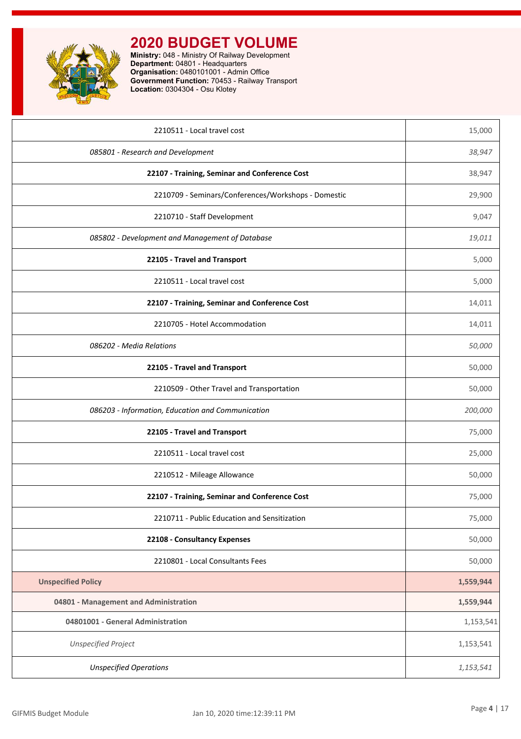# 2020 BUDGET VOLUME

**Ministry:** 048 - Ministry Of Railway Development
**Department:** 04801 - Headquarters
**Organisation:** 0480101001 - Admin Office
**Government Function:** 70453 - Railway Transport
**Location:** 0304304 - Osu Klotey

| | |
|---|---|
| 2210511 - Local travel cost | 15,000 |
| *085801 - Research and Development* | *38,947* |
| **22107 - Training, Seminar and Conference Cost** | 38,947 |
| 2210709 - Seminars/Conferences/Workshops - Domestic | 29,900 |
| 2210710 - Staff Development | 9,047 |
| *085802 - Development and Management of Database* | *19,011* |
| **22105 - Travel and Transport** | 5,000 |
| 2210511 - Local travel cost | 5,000 |
| **22107 - Training, Seminar and Conference Cost** | 14,011 |
| 2210705 - Hotel Accommodation | 14,011 |
| *086202 - Media Relations* | *50,000* |
| **22105 - Travel and Transport** | 50,000 |
| 2210509 - Other Travel and Transportation | 50,000 |
| *086203 - Information, Education and Communication* | *200,000* |
| **22105 - Travel and Transport** | 75,000 |
| 2210511 - Local travel cost | 25,000 |
| 2210512 - Mileage Allowance | 50,000 |
| **22107 - Training, Seminar and Conference Cost** | 75,000 |
| 2210711 - Public Education and Sensitization | 75,000 |
| **22108 - Consultancy Expenses** | 50,000 |
| 2210801 - Local Consultants Fees | 50,000 |
| **Unspecified Policy** | **1,559,944** |
| **04801 - Management and Administration** | **1,559,944** |
| **04801001 - General Administration** | 1,153,541 |
| *Unspecified Project* | 1,153,541 |
| *Unspecified Operations* | *1,153,541* |

GIFMIS Budget Module — Jan 10, 2020 time:12:39:11 PM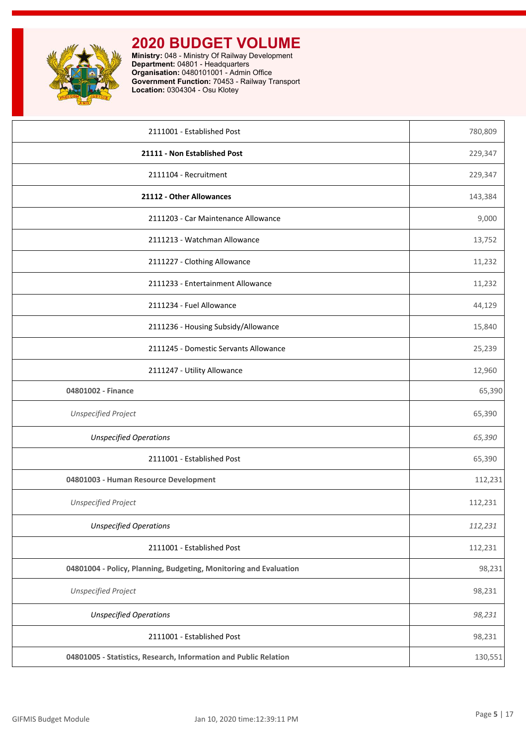# 2020 BUDGET VOLUME

**Ministry:** 048 - Ministry Of Railway Development
**Department:** 04801 - Headquarters
**Organisation:** 0480101001 - Admin Office
**Government Function:** 70453 - Railway Transport
**Location:** 0304304 - Osu Klotey

| | |
|---|---|
| 2111001 - Established Post | 780,809 |
| **21111 - Non Established Post** | 229,347 |
| 2111104 - Recruitment | 229,347 |
| **21112 - Other Allowances** | 143,384 |
| 2111203 - Car Maintenance Allowance | 9,000 |
| 2111213 - Watchman Allowance | 13,752 |
| 2111227 - Clothing Allowance | 11,232 |
| 2111233 - Entertainment Allowance | 11,232 |
| 2111234 - Fuel Allowance | 44,129 |
| 2111236 - Housing Subsidy/Allowance | 15,840 |
| 2111245 - Domestic Servants Allowance | 25,239 |
| 2111247 - Utility Allowance | 12,960 |
| **04801002 - Finance** | 65,390 |
| *Unspecified Project* | 65,390 |
| *Unspecified Operations* | *65,390* |
| 2111001 - Established Post | 65,390 |
| **04801003 - Human Resource Development** | 112,231 |
| *Unspecified Project* | 112,231 |
| *Unspecified Operations* | *112,231* |
| 2111001 - Established Post | 112,231 |
| **04801004 - Policy, Planning, Budgeting, Monitoring and Evaluation** | 98,231 |
| *Unspecified Project* | 98,231 |
| *Unspecified Operations* | *98,231* |
| 2111001 - Established Post | 98,231 |
| **04801005 - Statistics, Research, Information and Public Relation** | 130,551 |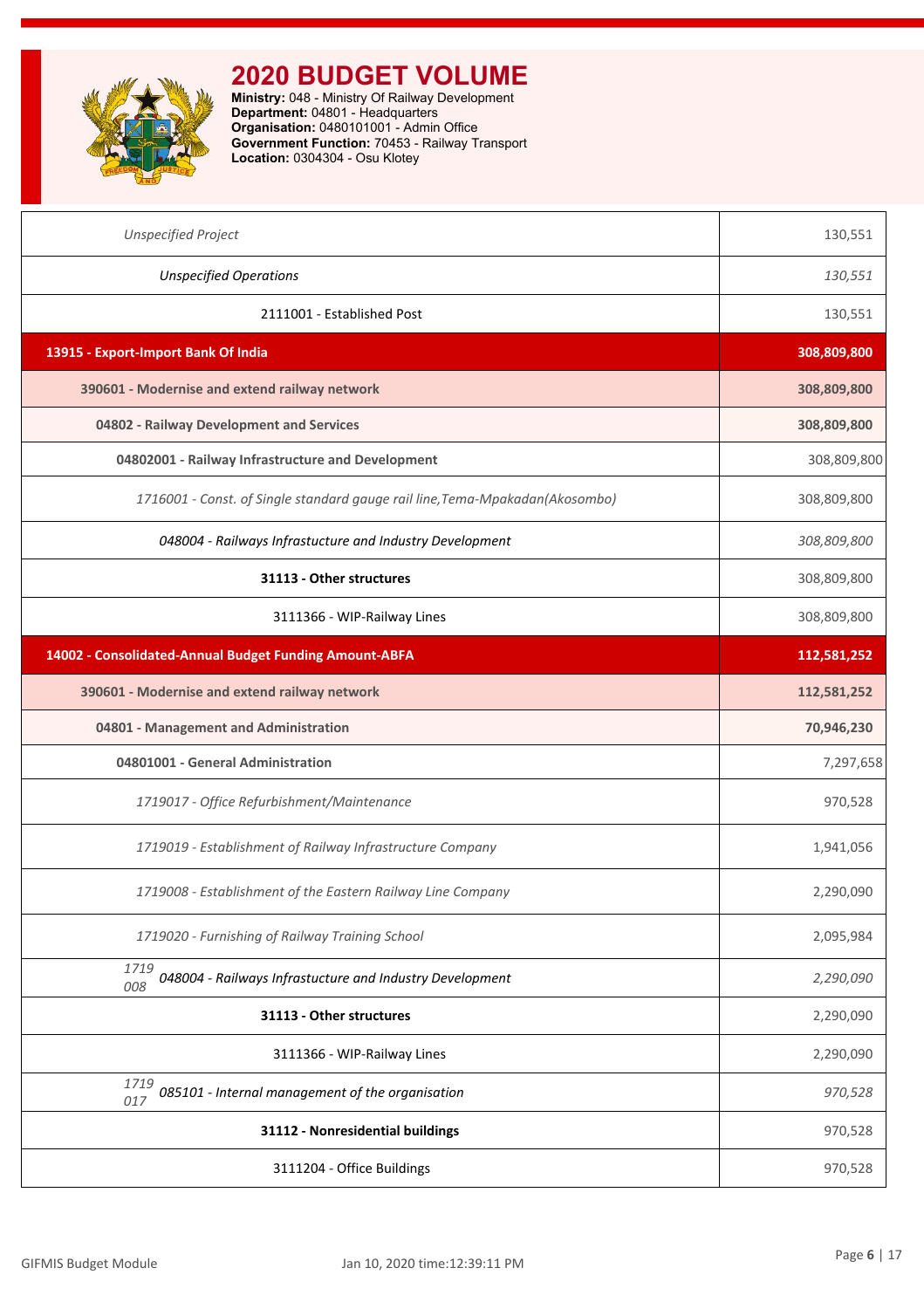# 2020 BUDGET VOLUME

**Ministry:** 048 - Ministry Of Railway Development
**Department:** 04801 - Headquarters
**Organisation:** 0480101001 - Admin Office
**Government Function:** 70453 - Railway Transport
**Location:** 0304304 - Osu Klotey

| | |
|---|---|
| *Unspecified Project* | 130,551 |
| *Unspecified Operations* | *130,551* |
| 2111001 - Established Post | 130,551 |
| **13915 - Export-Import Bank Of India** | **308,809,800** |
| **390601 - Modernise and extend railway network** | **308,809,800** |
| **04802 - Railway Development and Services** | **308,809,800** |
| **04802001 - Railway Infrastructure and Development** | 308,809,800 |
| *1716001 - Const. of Single standard gauge rail line,Tema-Mpakadan(Akosombo)* | 308,809,800 |
| *048004 - Railways Infrastucture and Industry Development* | *308,809,800* |
| **31113 - Other structures** | 308,809,800 |
| 3111366 - WIP-Railway Lines | 308,809,800 |
| **14002 - Consolidated-Annual Budget Funding Amount-ABFA** | **112,581,252** |
| **390601 - Modernise and extend railway network** | **112,581,252** |
| **04801 - Management and Administration** | **70,946,230** |
| **04801001 - General Administration** | 7,297,658 |
| *1719017 - Office Refurbishment/Maintenance* | 970,528 |
| *1719019 - Establishment of Railway Infrastructure Company* | 1,941,056 |
| *1719008 - Establishment of the Eastern Railway Line Company* | 2,290,090 |
| *1719020 - Furnishing of Railway Training School* | 2,095,984 |
| *1719 008* *048004 - Railways Infrastucture and Industry Development* | *2,290,090* |
| **31113 - Other structures** | 2,290,090 |
| 3111366 - WIP-Railway Lines | 2,290,090 |
| *1719 017* *085101 - Internal management of the organisation* | *970,528* |
| **31112 - Nonresidential buildings** | 970,528 |
| 3111204 - Office Buildings | 970,528 |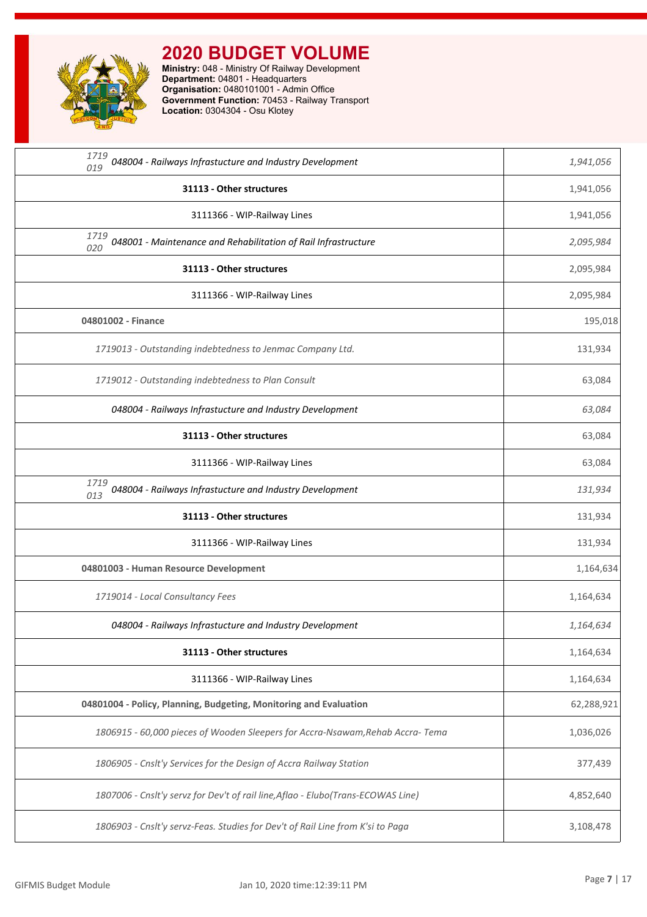# 2020 BUDGET VOLUME

**Ministry:** 048 - Ministry Of Railway Development
**Department:** 04801 - Headquarters
**Organisation:** 0480101001 - Admin Office
**Government Function:** 70453 - Railway Transport
**Location:** 0304304 - Osu Klotey

| | |
|---|---|
| *1719 019 048004 - Railways Infrastucture and Industry Development* | *1,941,056* |
| **31113 - Other structures** | 1,941,056 |
| 3111366 - WIP-Railway Lines | 1,941,056 |
| *1719 020 048001 - Maintenance and Rehabilitation of Rail Infrastructure* | *2,095,984* |
| **31113 - Other structures** | 2,095,984 |
| 3111366 - WIP-Railway Lines | 2,095,984 |
| **04801002 - Finance** | 195,018 |
| *1719013 - Outstanding indebtedness to Jenmac Company Ltd.* | 131,934 |
| *1719012 - Outstanding indebtedness to Plan Consult* | 63,084 |
| *048004 - Railways Infrastucture and Industry Development* | *63,084* |
| **31113 - Other structures** | 63,084 |
| 3111366 - WIP-Railway Lines | 63,084 |
| *1719 013 048004 - Railways Infrastucture and Industry Development* | *131,934* |
| **31113 - Other structures** | 131,934 |
| 3111366 - WIP-Railway Lines | 131,934 |
| **04801003 - Human Resource Development** | 1,164,634 |
| *1719014 - Local Consultancy Fees* | 1,164,634 |
| *048004 - Railways Infrastucture and Industry Development* | *1,164,634* |
| **31113 - Other structures** | 1,164,634 |
| 3111366 - WIP-Railway Lines | 1,164,634 |
| **04801004 - Policy, Planning, Budgeting, Monitoring and Evaluation** | 62,288,921 |
| *1806915 - 60,000 pieces of Wooden Sleepers for Accra-Nsawam,Rehab Accra- Tema* | 1,036,026 |
| *1806905 - Cnslt'y Services for the Design of Accra Railway Station* | 377,439 |
| *1807006 - Cnslt'y servz for Dev't of rail line,Aflao - Elubo(Trans-ECOWAS Line)* | 4,852,640 |
| *1806903 - Cnslt'y servz-Feas. Studies for Dev't of Rail Line from K'si to Paga* | 3,108,478 |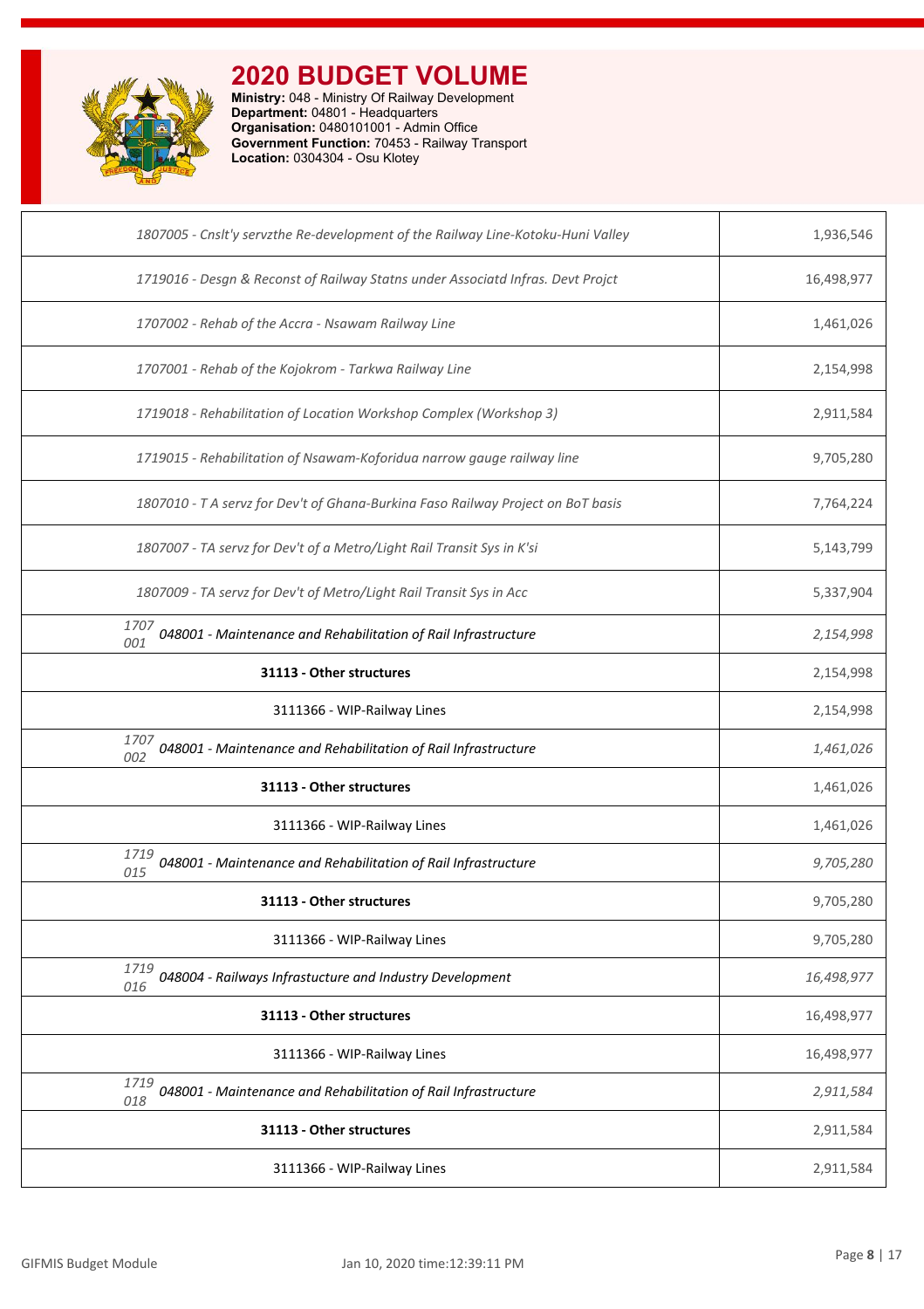# 2020 BUDGET VOLUME

**Ministry:** 048 - Ministry Of Railway Development
**Department:** 04801 - Headquarters
**Organisation:** 0480101001 - Admin Office
**Government Function:** 70453 - Railway Transport
**Location:** 0304304 - Osu Klotey

| | |
|---|---|
| *1807005 - Cnslt'y servzthe Re-development of the Railway Line-Kotoku-Huni Valley* | 1,936,546 |
| *1719016 - Desgn & Reconst of Railway Statns under Associatd Infras. Devt Projct* | 16,498,977 |
| *1707002 - Rehab of the Accra - Nsawam Railway Line* | 1,461,026 |
| *1707001 - Rehab of the Kojokrom - Tarkwa Railway Line* | 2,154,998 |
| *1719018 - Rehabilitation of Location Workshop Complex (Workshop 3)* | 2,911,584 |
| *1719015 - Rehabilitation of Nsawam-Koforidua narrow gauge railway line* | 9,705,280 |
| *1807010 - T A servz for Dev't of Ghana-Burkina Faso Railway Project on BoT basis* | 7,764,224 |
| *1807007 - TA servz for Dev't of a Metro/Light Rail Transit Sys in K'si* | 5,143,799 |
| *1807009 - TA servz for Dev't of Metro/Light Rail Transit Sys in Acc* | 5,337,904 |
| *1707 001 048001 - Maintenance and Rehabilitation of Rail Infrastructure* | *2,154,998* |
| **31113 - Other structures** | 2,154,998 |
| 3111366 - WIP-Railway Lines | 2,154,998 |
| *1707 002 048001 - Maintenance and Rehabilitation of Rail Infrastructure* | *1,461,026* |
| **31113 - Other structures** | 1,461,026 |
| 3111366 - WIP-Railway Lines | 1,461,026 |
| *1719 015 048001 - Maintenance and Rehabilitation of Rail Infrastructure* | *9,705,280* |
| **31113 - Other structures** | 9,705,280 |
| 3111366 - WIP-Railway Lines | 9,705,280 |
| *1719 016 048004 - Railways Infrastucture and Industry Development* | *16,498,977* |
| **31113 - Other structures** | 16,498,977 |
| 3111366 - WIP-Railway Lines | 16,498,977 |
| *1719 018 048001 - Maintenance and Rehabilitation of Rail Infrastructure* | *2,911,584* |
| **31113 - Other structures** | 2,911,584 |
| 3111366 - WIP-Railway Lines | 2,911,584 |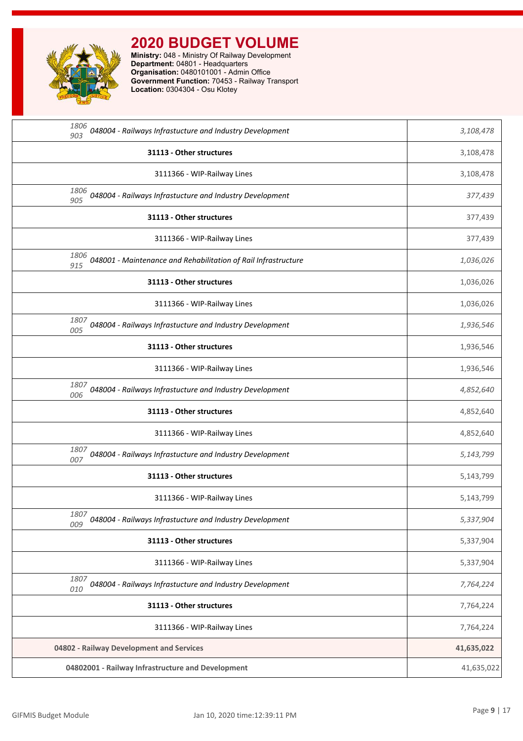# 2020 BUDGET VOLUME

**Ministry:** 048 - Ministry Of Railway Development
**Department:** 04801 - Headquarters
**Organisation:** 0480101001 - Admin Office
**Government Function:** 70453 - Railway Transport
**Location:** 0304304 - Osu Klotey

| | |
|---|---|
| *1806903 048004 - Railways Infrastucture and Industry Development* | *3,108,478* |
| **31113 - Other structures** | 3,108,478 |
| 3111366 - WIP-Railway Lines | 3,108,478 |
| *1806905 048004 - Railways Infrastucture and Industry Development* | *377,439* |
| **31113 - Other structures** | 377,439 |
| 3111366 - WIP-Railway Lines | 377,439 |
| *1806915 048001 - Maintenance and Rehabilitation of Rail Infrastructure* | *1,036,026* |
| **31113 - Other structures** | 1,036,026 |
| 3111366 - WIP-Railway Lines | 1,036,026 |
| *1807005 048004 - Railways Infrastucture and Industry Development* | *1,936,546* |
| **31113 - Other structures** | 1,936,546 |
| 3111366 - WIP-Railway Lines | 1,936,546 |
| *1807006 048004 - Railways Infrastucture and Industry Development* | *4,852,640* |
| **31113 - Other structures** | 4,852,640 |
| 3111366 - WIP-Railway Lines | 4,852,640 |
| *1807007 048004 - Railways Infrastucture and Industry Development* | *5,143,799* |
| **31113 - Other structures** | 5,143,799 |
| 3111366 - WIP-Railway Lines | 5,143,799 |
| *1807009 048004 - Railways Infrastucture and Industry Development* | *5,337,904* |
| **31113 - Other structures** | 5,337,904 |
| 3111366 - WIP-Railway Lines | 5,337,904 |
| *1807010 048004 - Railways Infrastucture and Industry Development* | *7,764,224* |
| **31113 - Other structures** | 7,764,224 |
| 3111366 - WIP-Railway Lines | 7,764,224 |
| **04802 - Railway Development and Services** | **41,635,022** |
| **04802001 - Railway Infrastructure and Development** | 41,635,022 |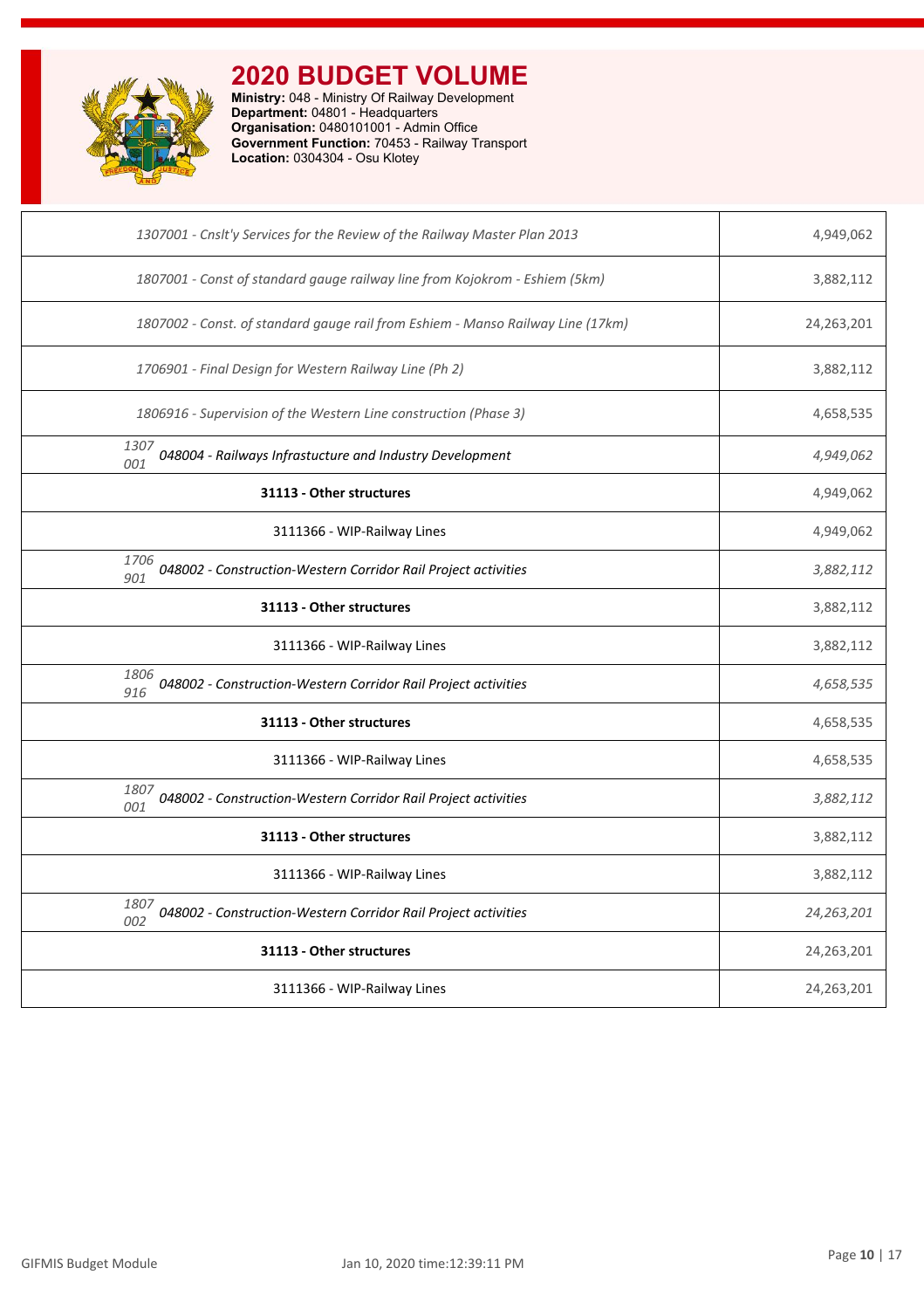# 2020 BUDGET VOLUME

**Ministry:** 048 - Ministry Of Railway Development
**Department:** 04801 - Headquarters
**Organisation:** 0480101001 - Admin Office
**Government Function:** 70453 - Railway Transport
**Location:** 0304304 - Osu Klotey

| | |
|---|---|
| *1307001 - Cnslt'y Services for the Review of the Railway Master Plan 2013* | 4,949,062 |
| *1807001 - Const of standard gauge railway line from Kojokrom - Eshiem (5km)* | 3,882,112 |
| *1807002 - Const. of standard gauge rail from Eshiem - Manso Railway Line (17km)* | 24,263,201 |
| *1706901 - Final Design for Western Railway Line (Ph 2)* | 3,882,112 |
| *1806916 - Supervision of the Western Line construction (Phase 3)* | 4,658,535 |
| *1307 001 048004 - Railways Infrastucture and Industry Development* | *4,949,062* |
| **31113 - Other structures** | 4,949,062 |
| 3111366 - WIP-Railway Lines | 4,949,062 |
| *1706 901 048002 - Construction-Western Corridor Rail Project activities* | *3,882,112* |
| **31113 - Other structures** | 3,882,112 |
| 3111366 - WIP-Railway Lines | 3,882,112 |
| *1806 916 048002 - Construction-Western Corridor Rail Project activities* | *4,658,535* |
| **31113 - Other structures** | 4,658,535 |
| 3111366 - WIP-Railway Lines | 4,658,535 |
| *1807 001 048002 - Construction-Western Corridor Rail Project activities* | *3,882,112* |
| **31113 - Other structures** | 3,882,112 |
| 3111366 - WIP-Railway Lines | 3,882,112 |
| *1807 002 048002 - Construction-Western Corridor Rail Project activities* | *24,263,201* |
| **31113 - Other structures** | 24,263,201 |
| 3111366 - WIP-Railway Lines | 24,263,201 |

GIFMIS Budget Module Jan 10, 2020 time:12:39:11 PM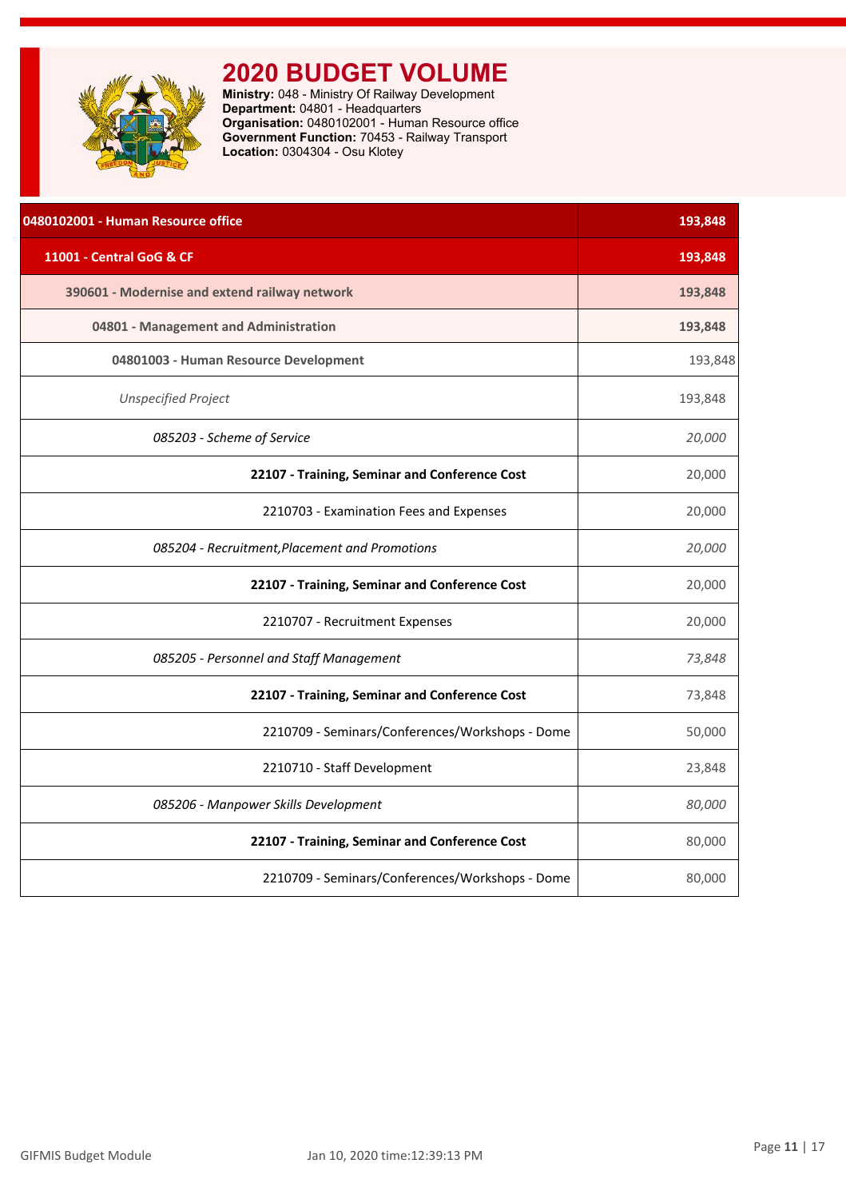# 2020 BUDGET VOLUME

**Ministry:** 048 - Ministry Of Railway Development
**Department:** 04801 - Headquarters
**Organisation:** 0480102001 - Human Resource office
**Government Function:** 70453 - Railway Transport
**Location:** 0304304 - Osu Klotey

| | |
|---|---|
| **0480102001 - Human Resource office** | **193,848** |
| **11001 - Central GoG & CF** | **193,848** |
| **390601 - Modernise and extend railway network** | **193,848** |
| **04801 - Management and Administration** | **193,848** |
| **04801003 - Human Resource Development** | 193,848 |
| *Unspecified Project* | 193,848 |
| *085203 - Scheme of Service* | *20,000* |
| **22107 - Training, Seminar and Conference Cost** | 20,000 |
| 2210703 - Examination Fees and Expenses | 20,000 |
| *085204 - Recruitment,Placement and Promotions* | *20,000* |
| **22107 - Training, Seminar and Conference Cost** | 20,000 |
| 2210707 - Recruitment Expenses | 20,000 |
| *085205 - Personnel and Staff Management* | *73,848* |
| **22107 - Training, Seminar and Conference Cost** | 73,848 |
| 2210709 - Seminars/Conferences/Workshops - Dome | 50,000 |
| 2210710 - Staff Development | 23,848 |
| *085206 - Manpower Skills Development* | *80,000* |
| **22107 - Training, Seminar and Conference Cost** | 80,000 |
| 2210709 - Seminars/Conferences/Workshops - Dome | 80,000 |

GIFMIS Budget Module    Jan 10, 2020 time:12:39:13 PM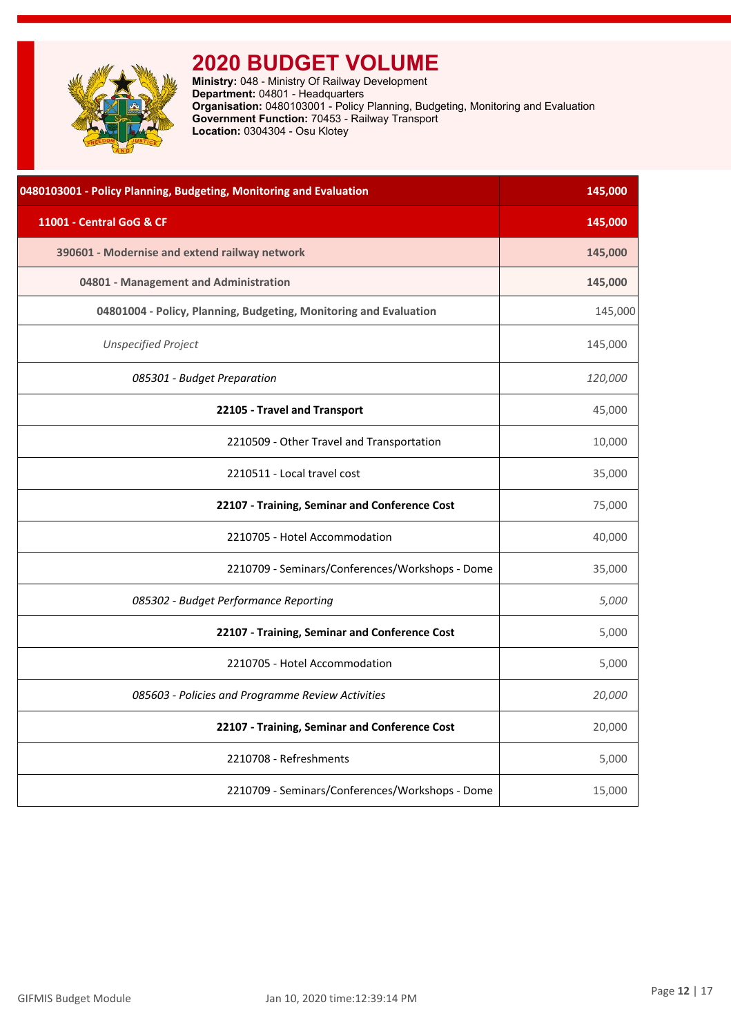# 2020 BUDGET VOLUME

**Ministry:** 048 - Ministry Of Railway Development
**Department:** 04801 - Headquarters
**Organisation:** 0480103001 - Policy Planning, Budgeting, Monitoring and Evaluation
**Government Function:** 70453 - Railway Transport
**Location:** 0304304 - Osu Klotey

| 0480103001 - Policy Planning, Budgeting, Monitoring and Evaluation | 145,000 |
|---|---|
| **11001 - Central GoG & CF** | **145,000** |
| **390601 - Modernise and extend railway network** | **145,000** |
| **04801 - Management and Administration** | **145,000** |
| **04801004 - Policy, Planning, Budgeting, Monitoring and Evaluation** | 145,000 |
| *Unspecified Project* | 145,000 |
| *085301 - Budget Preparation* | *120,000* |
| **22105 - Travel and Transport** | 45,000 |
| 2210509 - Other Travel and Transportation | 10,000 |
| 2210511 - Local travel cost | 35,000 |
| **22107 - Training, Seminar and Conference Cost** | 75,000 |
| 2210705 - Hotel Accommodation | 40,000 |
| 2210709 - Seminars/Conferences/Workshops - Dome | 35,000 |
| *085302 - Budget Performance Reporting* | *5,000* |
| **22107 - Training, Seminar and Conference Cost** | 5,000 |
| 2210705 - Hotel Accommodation | 5,000 |
| *085603 - Policies and Programme Review Activities* | *20,000* |
| **22107 - Training, Seminar and Conference Cost** | 20,000 |
| 2210708 - Refreshments | 5,000 |
| 2210709 - Seminars/Conferences/Workshops - Dome | 15,000 |

GIFMIS Budget Module　　Jan 10, 2020 time:12:39:14 PM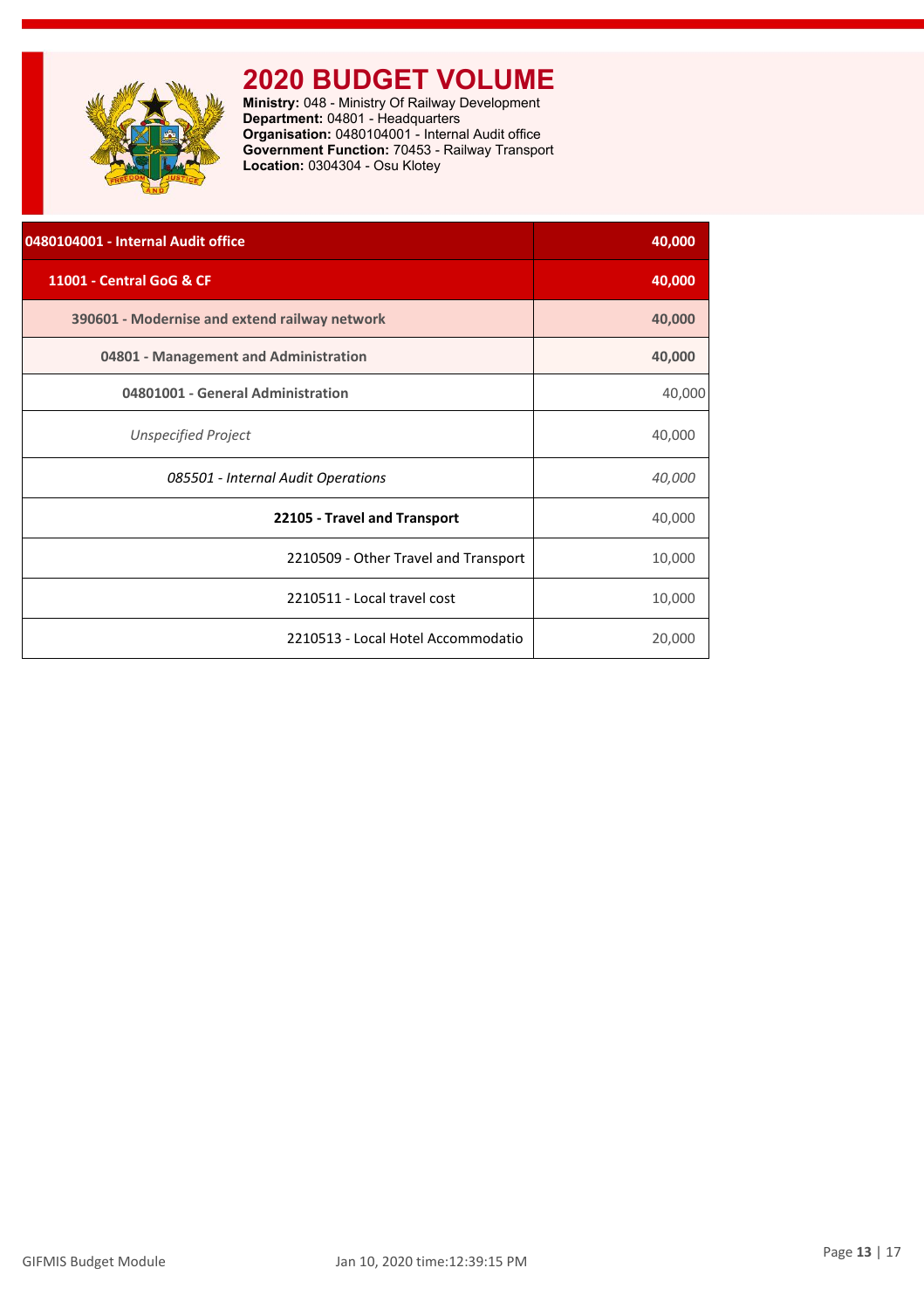# 2020 BUDGET VOLUME

**Ministry:** 048 - Ministry Of Railway Development
**Department:** 04801 - Headquarters
**Organisation:** 0480104001 - Internal Audit office
**Government Function:** 70453 - Railway Transport
**Location:** 0304304 - Osu Klotey

| | |
|---|---|
| **0480104001 - Internal Audit office** | **40,000** |
| **11001 - Central GoG & CF** | **40,000** |
| **390601 - Modernise and extend railway network** | **40,000** |
| **04801 - Management and Administration** | **40,000** |
| **04801001 - General Administration** | 40,000 |
| *Unspecified Project* | 40,000 |
| *085501 - Internal Audit Operations* | *40,000* |
| **22105 - Travel and Transport** | 40,000 |
| 2210509 - Other Travel and Transport | 10,000 |
| 2210511 - Local travel cost | 10,000 |
| 2210513 - Local Hotel Accommodatio | 20,000 |

GIFMIS Budget Module    Jan 10, 2020 time:12:39:15 PM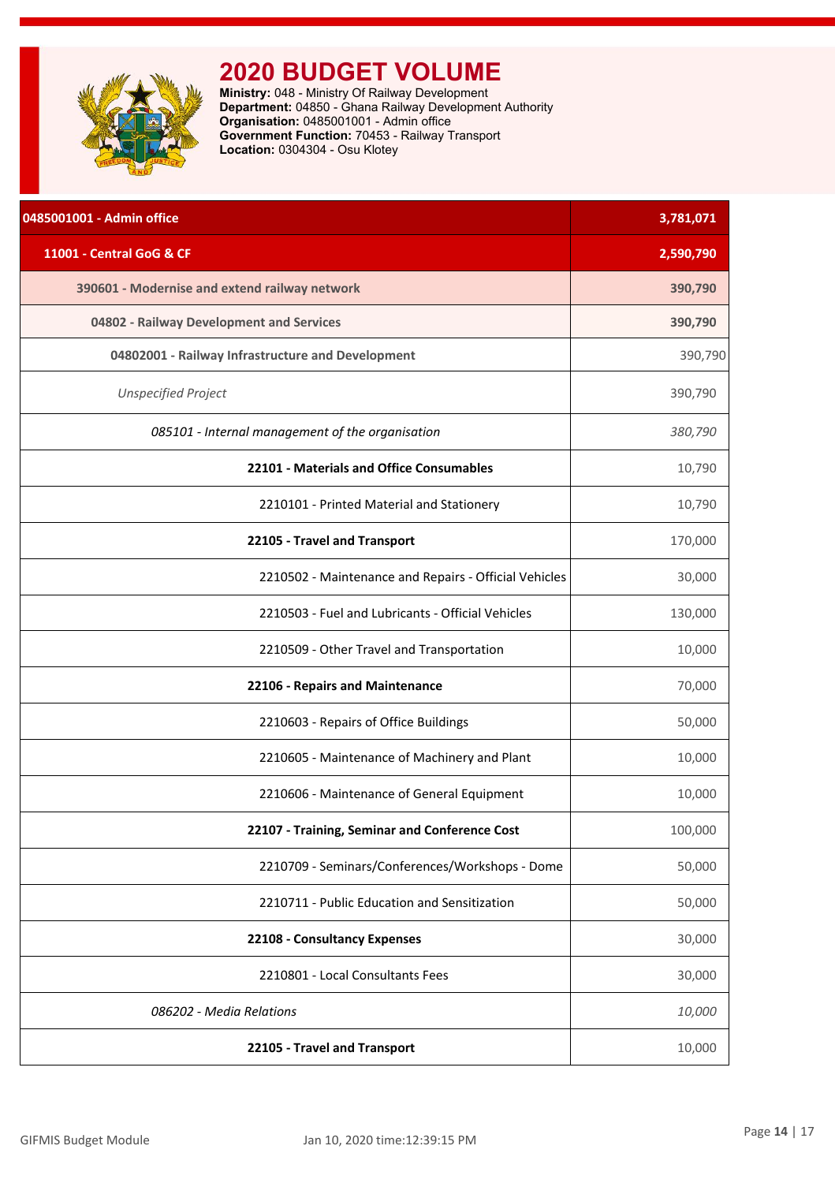# 2020 BUDGET VOLUME

**Ministry:** 048 - Ministry Of Railway Development
**Department:** 04850 - Ghana Railway Development Authority
**Organisation:** 0485001001 - Admin office
**Government Function:** 70453 - Railway Transport
**Location:** 0304304 - Osu Klotey

| 0485001001 - Admin office | 3,781,071 |
|---|---|
| **11001 - Central GoG & CF** | **2,590,790** |
| **390601 - Modernise and extend railway network** | **390,790** |
| **04802 - Railway Development and Services** | **390,790** |
| **04802001 - Railway Infrastructure and Development** | 390,790 |
| *Unspecified Project* | 390,790 |
| *085101 - Internal management of the organisation* | *380,790* |
| **22101 - Materials and Office Consumables** | 10,790 |
| 2210101 - Printed Material and Stationery | 10,790 |
| **22105 - Travel and Transport** | 170,000 |
| 2210502 - Maintenance and Repairs - Official Vehicles | 30,000 |
| 2210503 - Fuel and Lubricants - Official Vehicles | 130,000 |
| 2210509 - Other Travel and Transportation | 10,000 |
| **22106 - Repairs and Maintenance** | 70,000 |
| 2210603 - Repairs of Office Buildings | 50,000 |
| 2210605 - Maintenance of Machinery and Plant | 10,000 |
| 2210606 - Maintenance of General Equipment | 10,000 |
| **22107 - Training, Seminar and Conference Cost** | 100,000 |
| 2210709 - Seminars/Conferences/Workshops - Dome | 50,000 |
| 2210711 - Public Education and Sensitization | 50,000 |
| **22108 - Consultancy Expenses** | 30,000 |
| 2210801 - Local Consultants Fees | 30,000 |
| *086202 - Media Relations* | *10,000* |
| **22105 - Travel and Transport** | 10,000 |

GIFMIS Budget Module    Jan 10, 2020 time:12:39:15 PM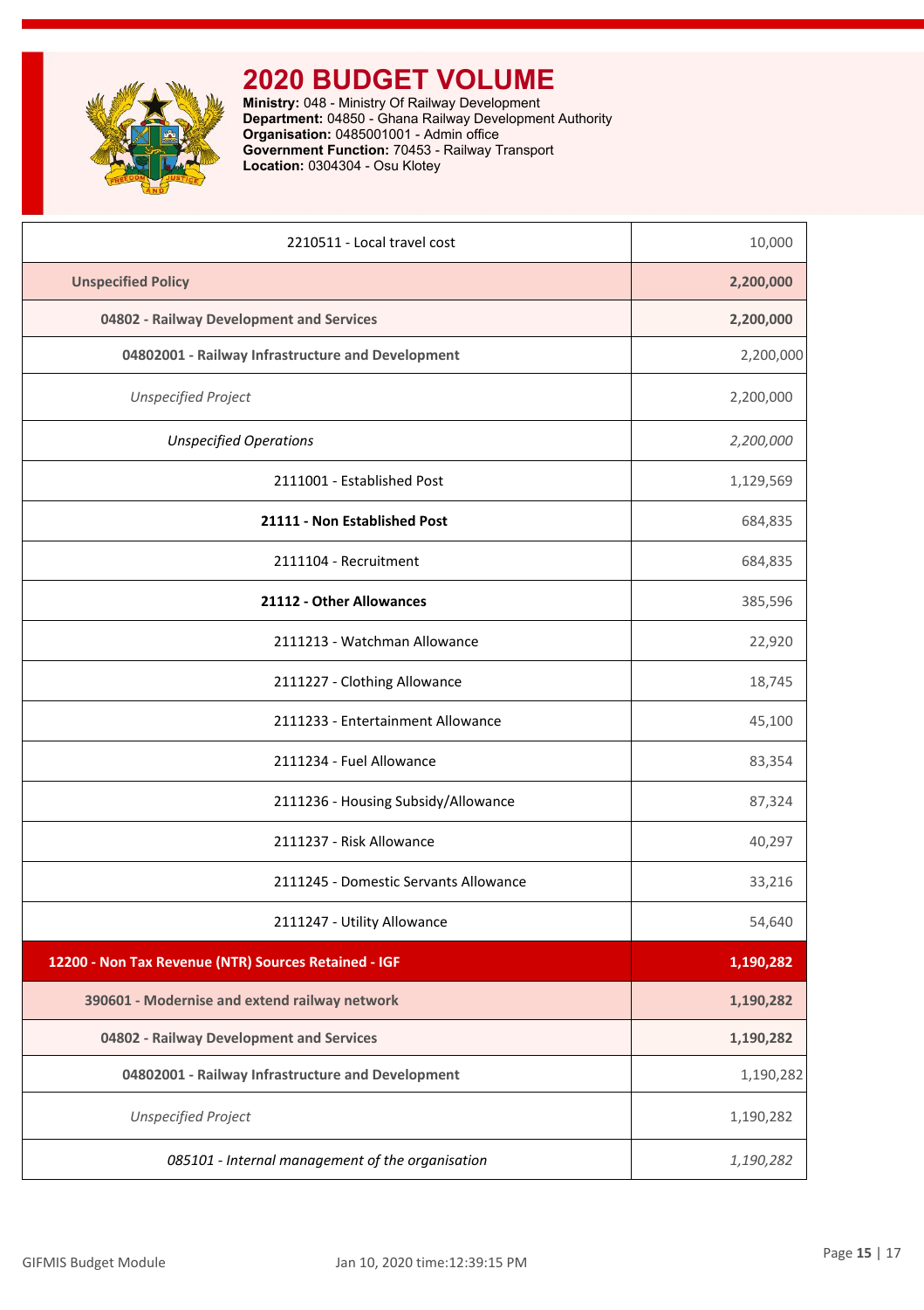# 2020 BUDGET VOLUME

**Ministry:** 048 - Ministry Of Railway Development
**Department:** 04850 - Ghana Railway Development Authority
**Organisation:** 0485001001 - Admin office
**Government Function:** 70453 - Railway Transport
**Location:** 0304304 - Osu Klotey

| | |
|---|---|
| 2210511 - Local travel cost | 10,000 |
| **Unspecified Policy** | **2,200,000** |
| **04802 - Railway Development and Services** | **2,200,000** |
| **04802001 - Railway Infrastructure and Development** | 2,200,000 |
| *Unspecified Project* | 2,200,000 |
| *Unspecified Operations* | *2,200,000* |
| 2111001 - Established Post | 1,129,569 |
| **21111 - Non Established Post** | 684,835 |
| 2111104 - Recruitment | 684,835 |
| **21112 - Other Allowances** | 385,596 |
| 2111213 - Watchman Allowance | 22,920 |
| 2111227 - Clothing Allowance | 18,745 |
| 2111233 - Entertainment Allowance | 45,100 |
| 2111234 - Fuel Allowance | 83,354 |
| 2111236 - Housing Subsidy/Allowance | 87,324 |
| 2111237 - Risk Allowance | 40,297 |
| 2111245 - Domestic Servants Allowance | 33,216 |
| 2111247 - Utility Allowance | 54,640 |
| **12200 - Non Tax Revenue (NTR) Sources Retained - IGF** | **1,190,282** |
| **390601 - Modernise and extend railway network** | **1,190,282** |
| **04802 - Railway Development and Services** | **1,190,282** |
| **04802001 - Railway Infrastructure and Development** | 1,190,282 |
| *Unspecified Project* | 1,190,282 |
| *085101 - Internal management of the organisation* | *1,190,282* |

GIFMIS Budget Module | Jan 10, 2020 time:12:39:15 PM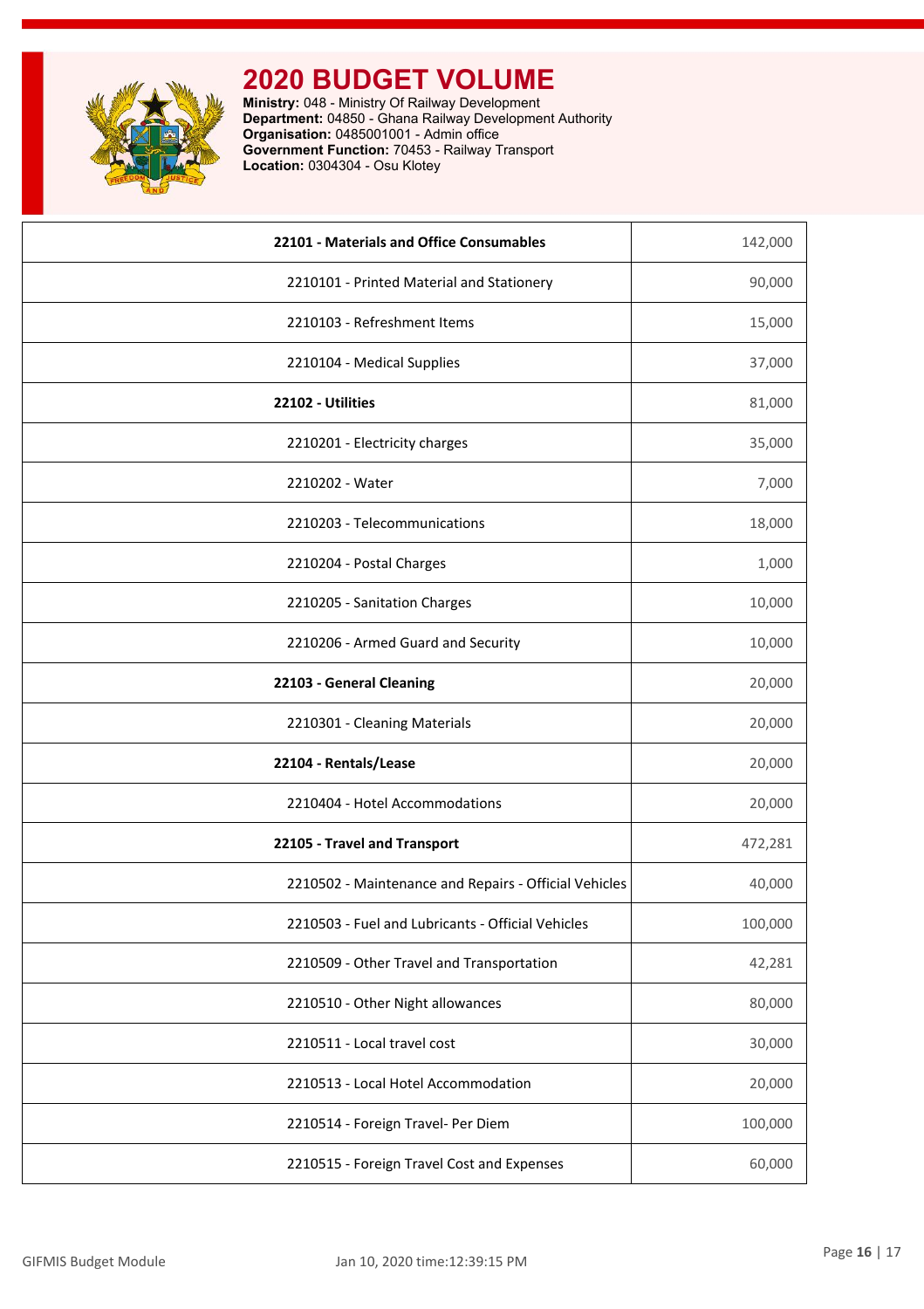# 2020 BUDGET VOLUME

**Ministry:** 048 - Ministry Of Railway Development
**Department:** 04850 - Ghana Railway Development Authority
**Organisation:** 0485001001 - Admin office
**Government Function:** 70453 - Railway Transport
**Location:** 0304304 - Osu Klotey

| | |
|---|---|
| **22101 - Materials and Office Consumables** | 142,000 |
| 2210101 - Printed Material and Stationery | 90,000 |
| 2210103 - Refreshment Items | 15,000 |
| 2210104 - Medical Supplies | 37,000 |
| **22102 - Utilities** | 81,000 |
| 2210201 - Electricity charges | 35,000 |
| 2210202 - Water | 7,000 |
| 2210203 - Telecommunications | 18,000 |
| 2210204 - Postal Charges | 1,000 |
| 2210205 - Sanitation Charges | 10,000 |
| 2210206 - Armed Guard and Security | 10,000 |
| **22103 - General Cleaning** | 20,000 |
| 2210301 - Cleaning Materials | 20,000 |
| **22104 - Rentals/Lease** | 20,000 |
| 2210404 - Hotel Accommodations | 20,000 |
| **22105 - Travel and Transport** | 472,281 |
| 2210502 - Maintenance and Repairs - Official Vehicles | 40,000 |
| 2210503 - Fuel and Lubricants - Official Vehicles | 100,000 |
| 2210509 - Other Travel and Transportation | 42,281 |
| 2210510 - Other Night allowances | 80,000 |
| 2210511 - Local travel cost | 30,000 |
| 2210513 - Local Hotel Accommodation | 20,000 |
| 2210514 - Foreign Travel- Per Diem | 100,000 |
| 2210515 - Foreign Travel Cost and Expenses | 60,000 |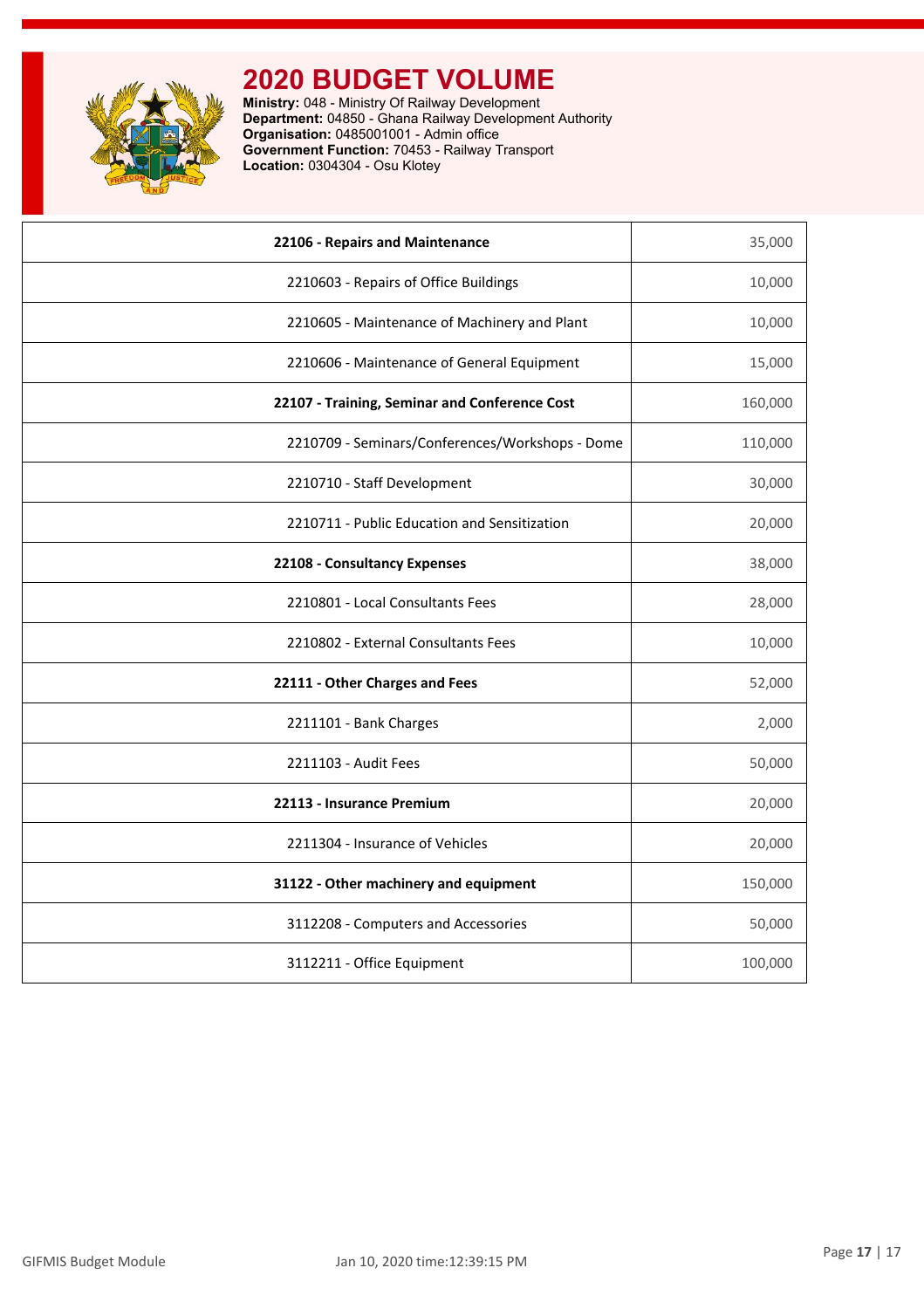# 2020 BUDGET VOLUME

**Ministry:** 048 - Ministry Of Railway Development
**Department:** 04850 - Ghana Railway Development Authority
**Organisation:** 0485001001 - Admin office
**Government Function:** 70453 - Railway Transport
**Location:** 0304304 - Osu Klotey

| | |
|---|---|
| **22106 - Repairs and Maintenance** | 35,000 |
| 2210603 - Repairs of Office Buildings | 10,000 |
| 2210605 - Maintenance of Machinery and Plant | 10,000 |
| 2210606 - Maintenance of General Equipment | 15,000 |
| **22107 - Training, Seminar and Conference Cost** | 160,000 |
| 2210709 - Seminars/Conferences/Workshops - Dome | 110,000 |
| 2210710 - Staff Development | 30,000 |
| 2210711 - Public Education and Sensitization | 20,000 |
| **22108 - Consultancy Expenses** | 38,000 |
| 2210801 - Local Consultants Fees | 28,000 |
| 2210802 - External Consultants Fees | 10,000 |
| **22111 - Other Charges and Fees** | 52,000 |
| 2211101 - Bank Charges | 2,000 |
| 2211103 - Audit Fees | 50,000 |
| **22113 - Insurance Premium** | 20,000 |
| 2211304 - Insurance of Vehicles | 20,000 |
| **31122 - Other machinery and equipment** | 150,000 |
| 3112208 - Computers and Accessories | 50,000 |
| 3112211 - Office Equipment | 100,000 |

GIFMIS Budget Module Jan 10, 2020 time:12:39:15 PM